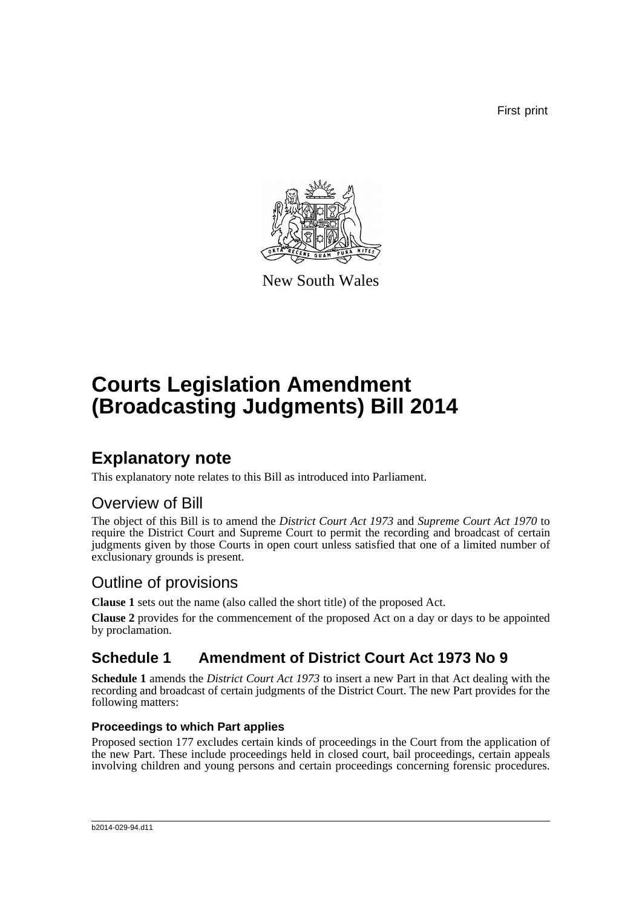First print

New South Wales

# Courts Legislation Amendment (Broadcasting Judgments) Bill 2014

## Explanatory note

This explanatory note relates to this Bill as introduced into Parliament.

## Overview of Bill

The object of this Bill is to amend the *District Court Act 1973* and *Supreme Court Act 1970* to require the District Court and Supreme Court to permit the recording and broadcast of certain judgments given by those Courts in open court unless satisfied that one of a limited number of exclusionary grounds is present.

## Outline of provisions

**Clause 1** sets out the name (also called the short title) of the proposed Act.

**Clause 2** provides for the commencement of the proposed Act on a day or days to be appointed by proclamation.

## Schedule 1 Amendment of District Court Act 1973 No 9

**Schedule 1** amends the *District Court Act 1973* to insert a new Part in that Act dealing with the recording and broadcast of certain judgments of the District Court. The new Part provides for the following matters:

### Proceedings to which Part applies

Proposed section 177 excludes certain kinds of proceedings in the Court from the application of the new Part. These include proceedings held in closed court, bail proceedings, certain appeals involving children and young persons and certain proceedings concerning forensic procedures.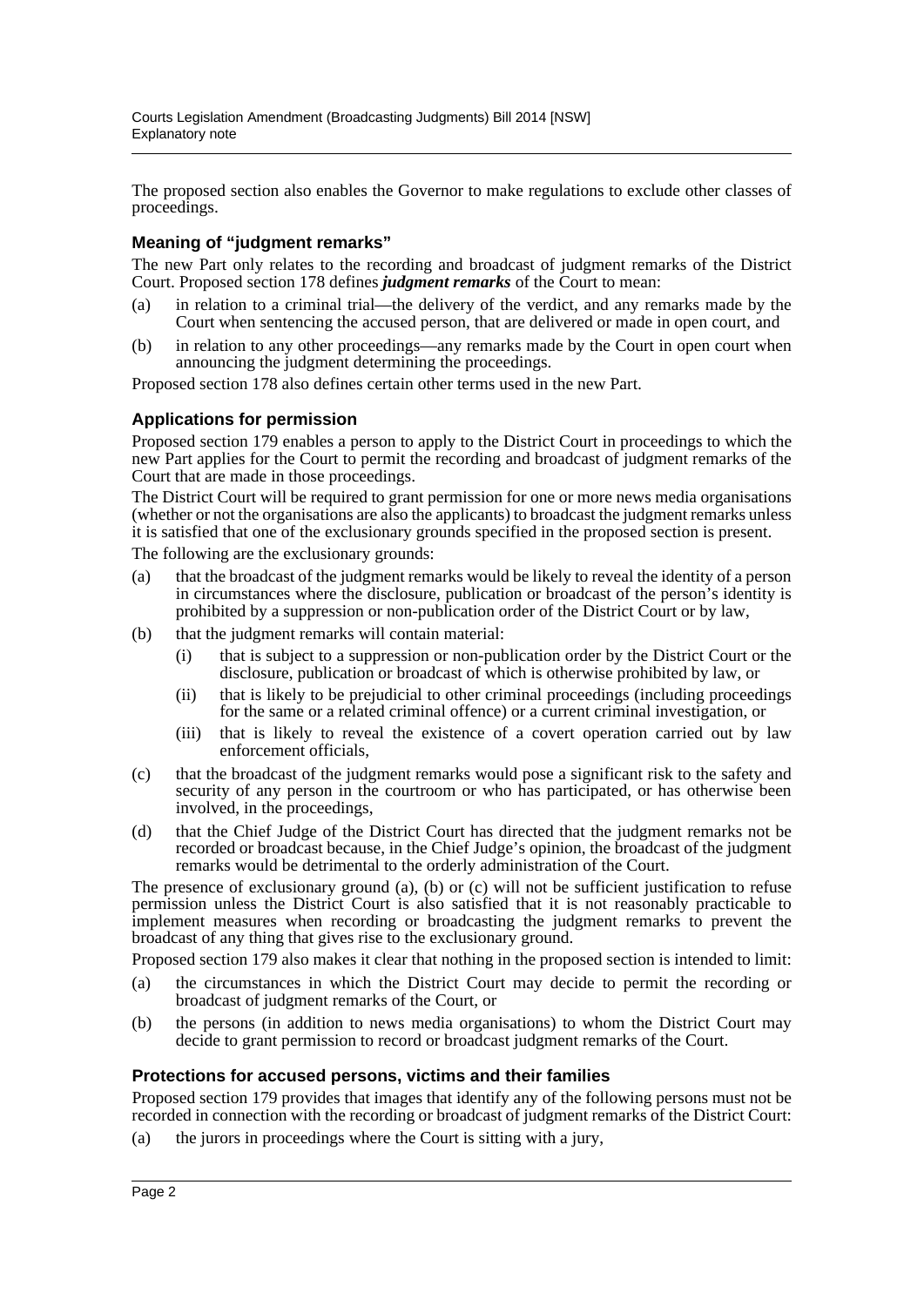The proposed section also enables the Governor to make regulations to exclude other classes of proceedings.

### Meaning of "judgment remarks"

The new Part only relates to the recording and broadcast of judgment remarks of the District Court. Proposed section 178 defines ***judgment remarks*** of the Court to mean:

(a) in relation to a criminal trial—the delivery of the verdict, and any remarks made by the Court when sentencing the accused person, that are delivered or made in open court, and

(b) in relation to any other proceedings—any remarks made by the Court in open court when announcing the judgment determining the proceedings.

Proposed section 178 also defines certain other terms used in the new Part.

### Applications for permission

Proposed section 179 enables a person to apply to the District Court in proceedings to which the new Part applies for the Court to permit the recording and broadcast of judgment remarks of the Court that are made in those proceedings.

The District Court will be required to grant permission for one or more news media organisations (whether or not the organisations are also the applicants) to broadcast the judgment remarks unless it is satisfied that one of the exclusionary grounds specified in the proposed section is present.

The following are the exclusionary grounds:

(a) that the broadcast of the judgment remarks would be likely to reveal the identity of a person in circumstances where the disclosure, publication or broadcast of the person's identity is prohibited by a suppression or non-publication order of the District Court or by law,

(b) that the judgment remarks will contain material:

    (i) that is subject to a suppression or non-publication order by the District Court or the disclosure, publication or broadcast of which is otherwise prohibited by law, or

    (ii) that is likely to be prejudicial to other criminal proceedings (including proceedings for the same or a related criminal offence) or a current criminal investigation, or

    (iii) that is likely to reveal the existence of a covert operation carried out by law enforcement officials,

(c) that the broadcast of the judgment remarks would pose a significant risk to the safety and security of any person in the courtroom or who has participated, or has otherwise been involved, in the proceedings,

(d) that the Chief Judge of the District Court has directed that the judgment remarks not be recorded or broadcast because, in the Chief Judge's opinion, the broadcast of the judgment remarks would be detrimental to the orderly administration of the Court.

The presence of exclusionary ground (a), (b) or (c) will not be sufficient justification to refuse permission unless the District Court is also satisfied that it is not reasonably practicable to implement measures when recording or broadcasting the judgment remarks to prevent the broadcast of any thing that gives rise to the exclusionary ground.

Proposed section 179 also makes it clear that nothing in the proposed section is intended to limit:

(a) the circumstances in which the District Court may decide to permit the recording or broadcast of judgment remarks of the Court, or

(b) the persons (in addition to news media organisations) to whom the District Court may decide to grant permission to record or broadcast judgment remarks of the Court.

### Protections for accused persons, victims and their families

Proposed section 179 provides that images that identify any of the following persons must not be recorded in connection with the recording or broadcast of judgment remarks of the District Court:

(a) the jurors in proceedings where the Court is sitting with a jury,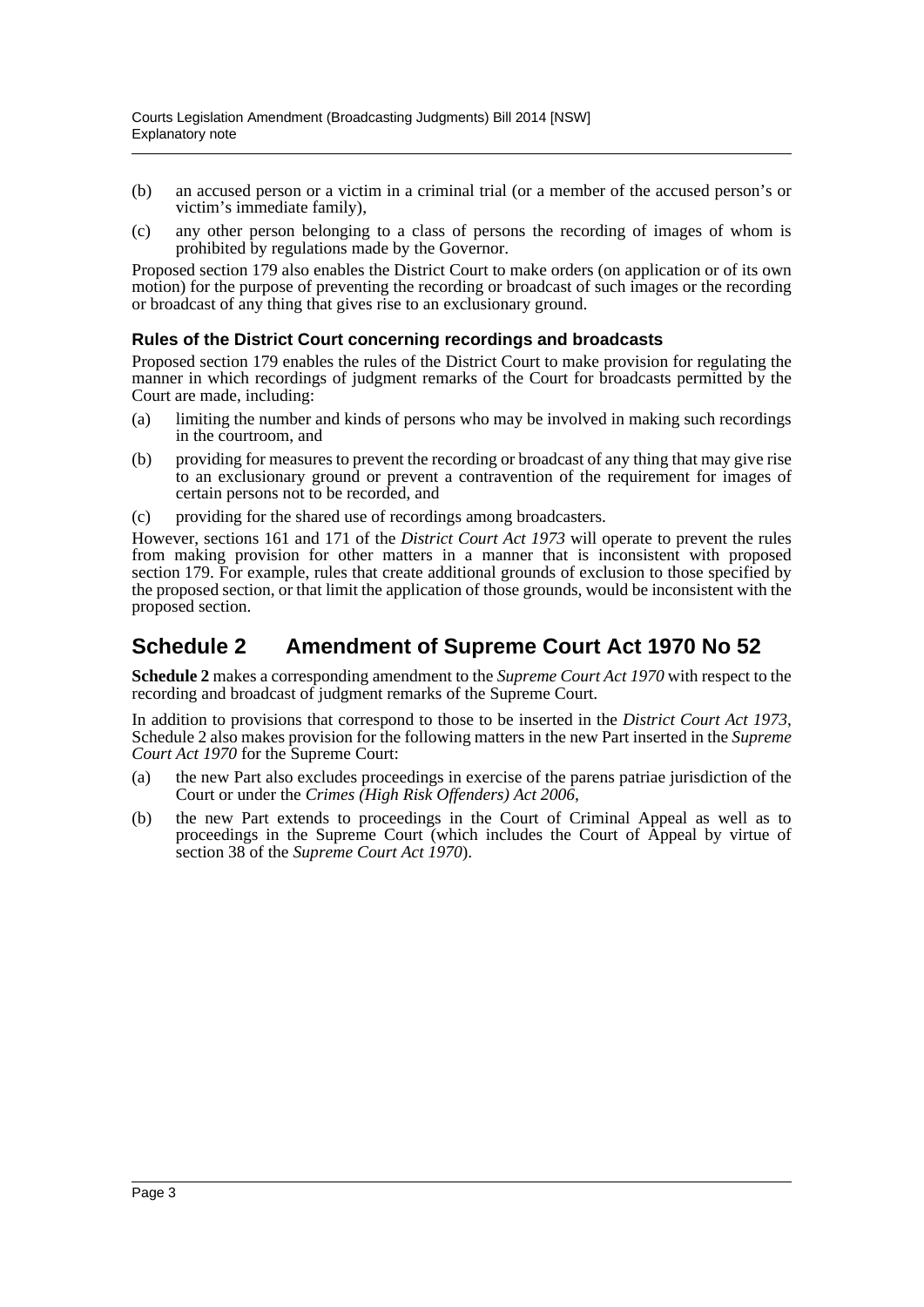(b) an accused person or a victim in a criminal trial (or a member of the accused person's or victim's immediate family),

(c) any other person belonging to a class of persons the recording of images of whom is prohibited by regulations made by the Governor.

Proposed section 179 also enables the District Court to make orders (on application or of its own motion) for the purpose of preventing the recording or broadcast of such images or the recording or broadcast of any thing that gives rise to an exclusionary ground.

### Rules of the District Court concerning recordings and broadcasts

Proposed section 179 enables the rules of the District Court to make provision for regulating the manner in which recordings of judgment remarks of the Court for broadcasts permitted by the Court are made, including:

(a) limiting the number and kinds of persons who may be involved in making such recordings in the courtroom, and

(b) providing for measures to prevent the recording or broadcast of any thing that may give rise to an exclusionary ground or prevent a contravention of the requirement for images of certain persons not to be recorded, and

(c) providing for the shared use of recordings among broadcasters.

However, sections 161 and 171 of the *District Court Act 1973* will operate to prevent the rules from making provision for other matters in a manner that is inconsistent with proposed section 179. For example, rules that create additional grounds of exclusion to those specified by the proposed section, or that limit the application of those grounds, would be inconsistent with the proposed section.

## Schedule 2 Amendment of Supreme Court Act 1970 No 52

**Schedule 2** makes a corresponding amendment to the *Supreme Court Act 1970* with respect to the recording and broadcast of judgment remarks of the Supreme Court.

In addition to provisions that correspond to those to be inserted in the *District Court Act 1973*, Schedule 2 also makes provision for the following matters in the new Part inserted in the *Supreme Court Act 1970* for the Supreme Court:

(a) the new Part also excludes proceedings in exercise of the parens patriae jurisdiction of the Court or under the *Crimes (High Risk Offenders) Act 2006*,

(b) the new Part extends to proceedings in the Court of Criminal Appeal as well as to proceedings in the Supreme Court (which includes the Court of Appeal by virtue of section 38 of the *Supreme Court Act 1970*).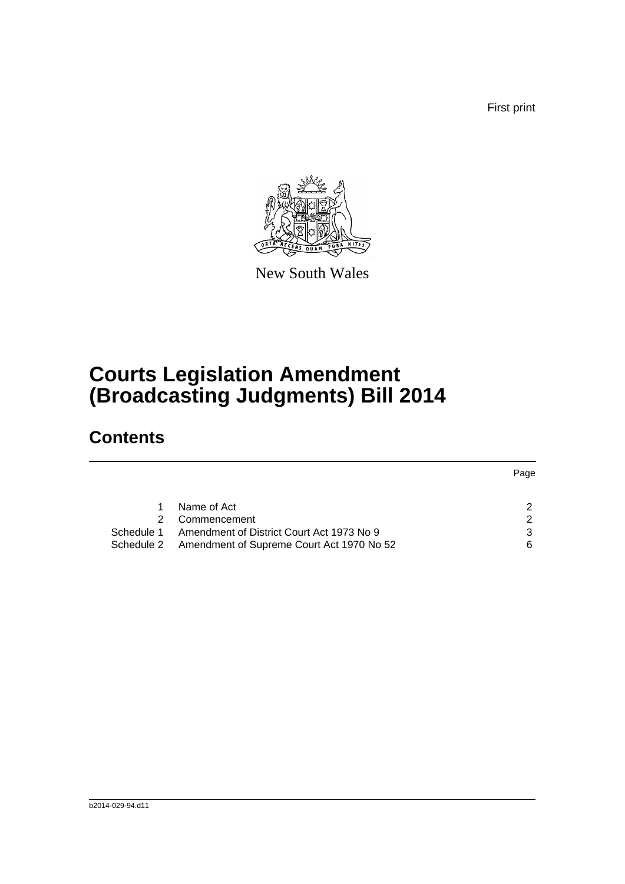First print

New South Wales

# Courts Legislation Amendment (Broadcasting Judgments) Bill 2014

## Contents

| | | Page |
|---|---|---|
| 1 | Name of Act | 2 |
| 2 | Commencement | 2 |
| Schedule 1 | Amendment of District Court Act 1973 No 9 | 3 |
| Schedule 2 | Amendment of Supreme Court Act 1970 No 52 | 6 |

b2014-029-94.d11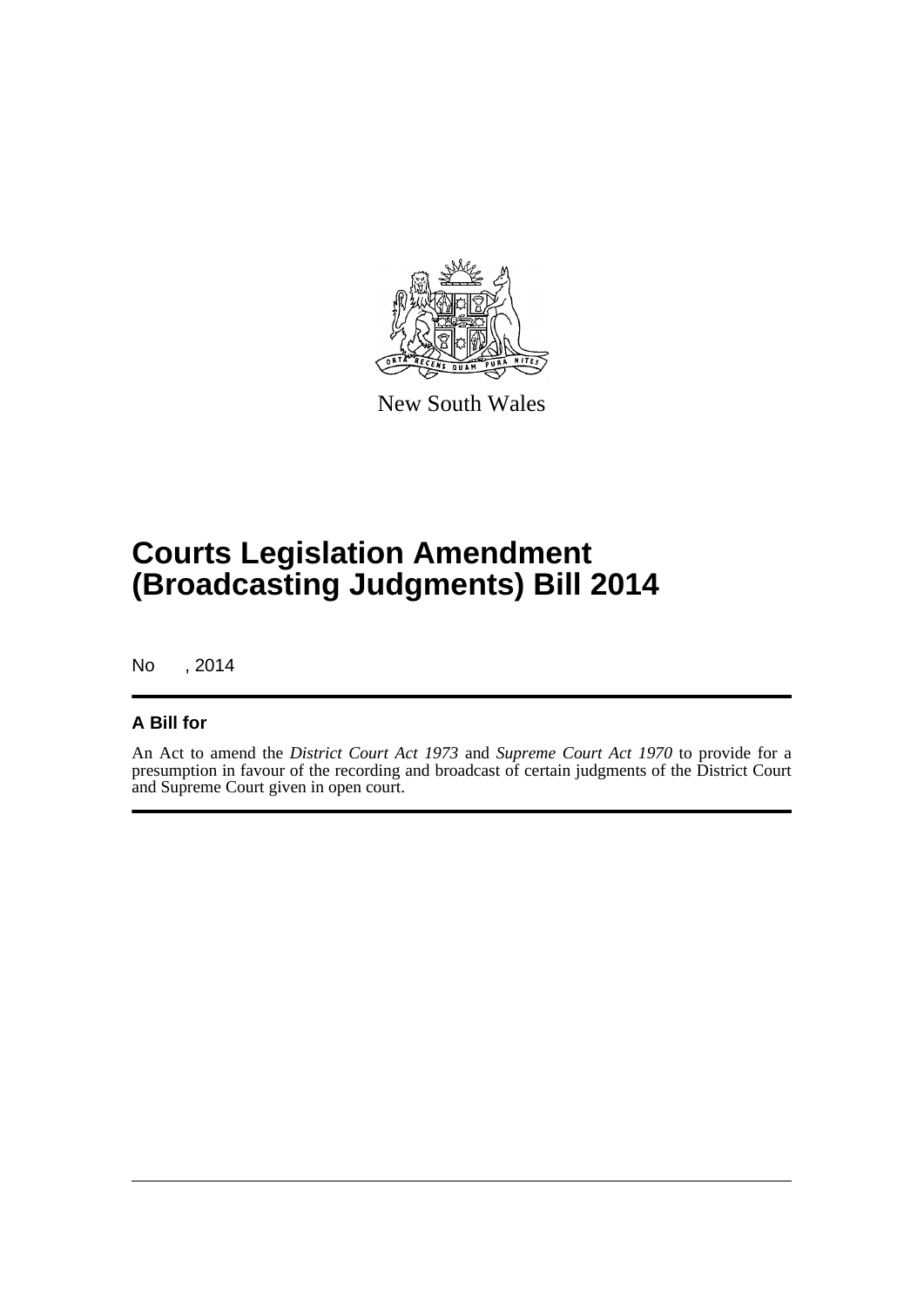New South Wales

# Courts Legislation Amendment (Broadcasting Judgments) Bill 2014

No , 2014

## A Bill for

An Act to amend the *District Court Act 1973* and *Supreme Court Act 1970* to provide for a presumption in favour of the recording and broadcast of certain judgments of the District Court and Supreme Court given in open court.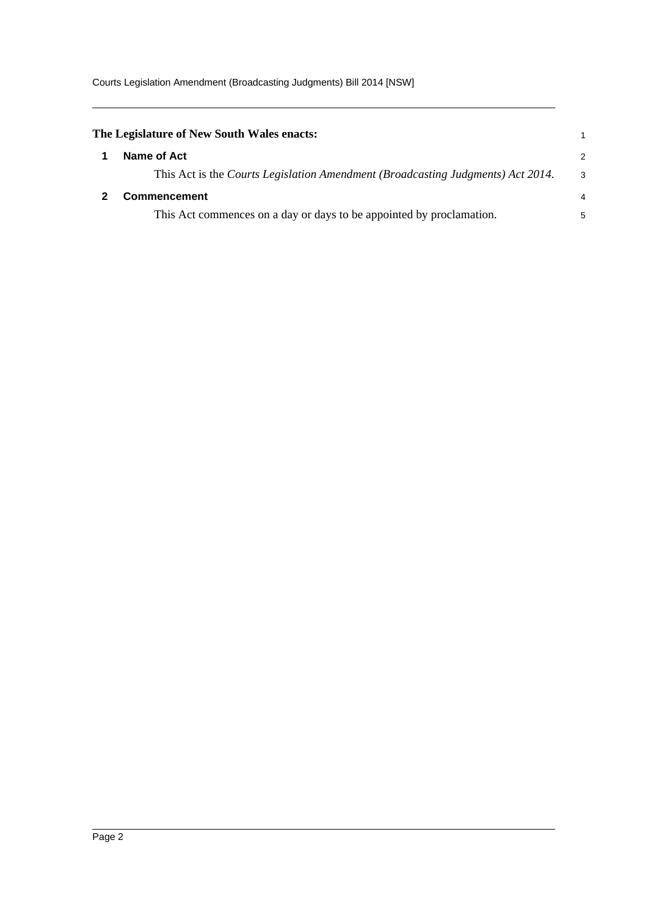**The Legislature of New South Wales enacts:**

## 1 Name of Act

This Act is the *Courts Legislation Amendment (Broadcasting Judgments) Act 2014*.

## 2 Commencement

This Act commences on a day or days to be appointed by proclamation.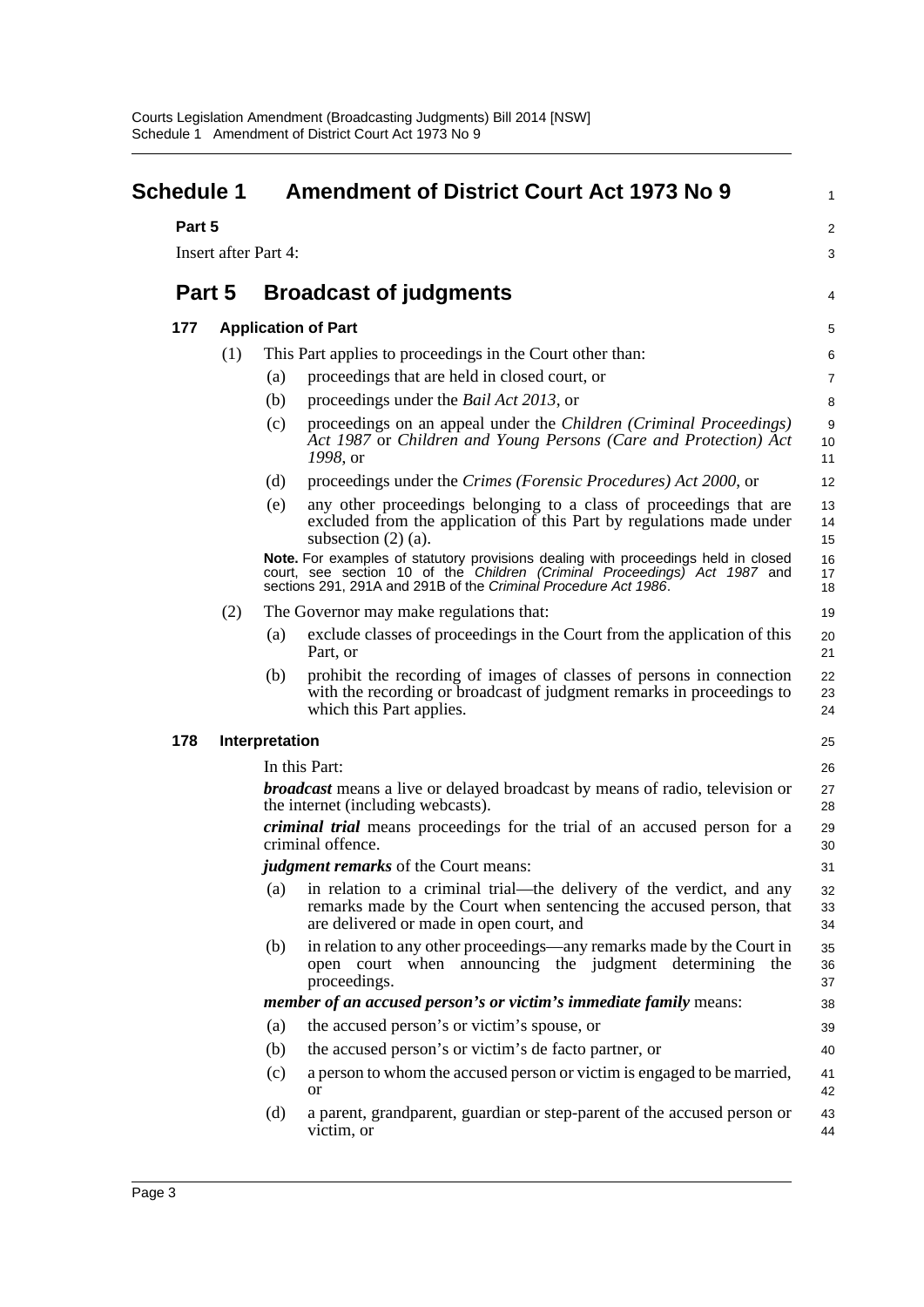# Schedule 1 Amendment of District Court Act 1973 No 9

**Part 5**

Insert after Part 4:

## Part 5 Broadcast of judgments

### 177 Application of Part

(1) This Part applies to proceedings in the Court other than:

- (a) proceedings that are held in closed court, or
- (b) proceedings under the *Bail Act 2013*, or
- (c) proceedings on an appeal under the *Children (Criminal Proceedings) Act 1987* or *Children and Young Persons (Care and Protection) Act 1998*, or
- (d) proceedings under the *Crimes (Forensic Procedures) Act 2000*, or
- (e) any other proceedings belonging to a class of proceedings that are excluded from the application of this Part by regulations made under subsection (2) (a).

**Note.** For examples of statutory provisions dealing with proceedings held in closed court, see section 10 of the *Children (Criminal Proceedings) Act 1987* and sections 291, 291A and 291B of the *Criminal Procedure Act 1986*.

(2) The Governor may make regulations that:

- (a) exclude classes of proceedings in the Court from the application of this Part, or
- (b) prohibit the recording of images of classes of persons in connection with the recording or broadcast of judgment remarks in proceedings to which this Part applies.

### 178 Interpretation

In this Part:

***broadcast*** means a live or delayed broadcast by means of radio, television or the internet (including webcasts).

***criminal trial*** means proceedings for the trial of an accused person for a criminal offence.

***judgment remarks*** of the Court means:

- (a) in relation to a criminal trial—the delivery of the verdict, and any remarks made by the Court when sentencing the accused person, that are delivered or made in open court, and
- (b) in relation to any other proceedings—any remarks made by the Court in open court when announcing the judgment determining the proceedings.

***member of an accused person's or victim's immediate family*** means:

- (a) the accused person's or victim's spouse, or
- (b) the accused person's or victim's de facto partner, or
- (c) a person to whom the accused person or victim is engaged to be married, or
- (d) a parent, grandparent, guardian or step-parent of the accused person or victim, or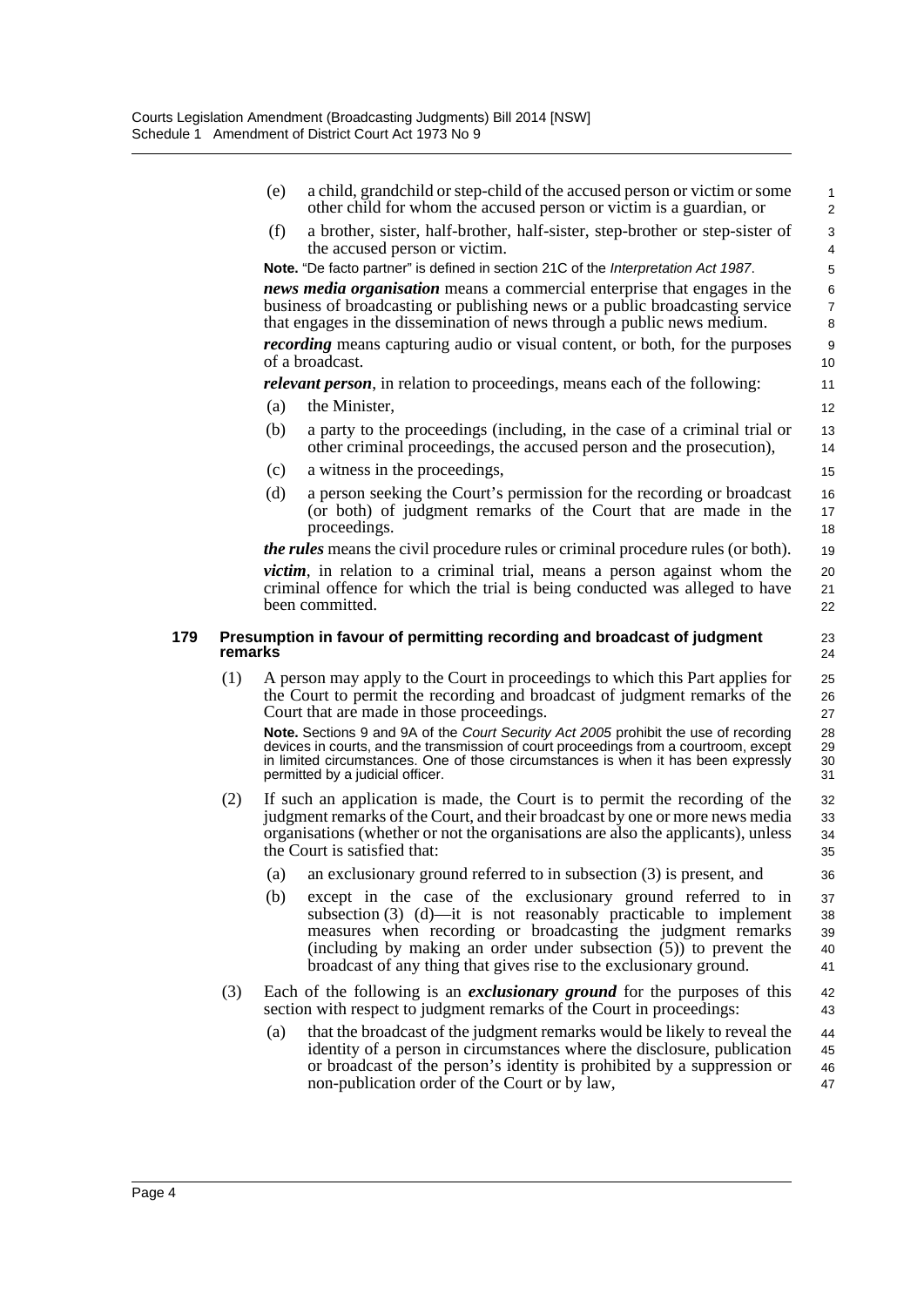(e) a child, grandchild or step-child of the accused person or victim or some other child for whom the accused person or victim is a guardian, or

(f) a brother, sister, half-brother, half-sister, step-brother or step-sister of the accused person or victim.

**Note.** "De facto partner" is defined in section 21C of the *Interpretation Act 1987*.

***news media organisation*** means a commercial enterprise that engages in the business of broadcasting or publishing news or a public broadcasting service that engages in the dissemination of news through a public news medium.

***recording*** means capturing audio or visual content, or both, for the purposes of a broadcast.

***relevant person***, in relation to proceedings, means each of the following:

(a) the Minister,

(b) a party to the proceedings (including, in the case of a criminal trial or other criminal proceedings, the accused person and the prosecution),

(c) a witness in the proceedings,

(d) a person seeking the Court's permission for the recording or broadcast (or both) of judgment remarks of the Court that are made in the proceedings.

***the rules*** means the civil procedure rules or criminal procedure rules (or both).

***victim***, in relation to a criminal trial, means a person against whom the criminal offence for which the trial is being conducted was alleged to have been committed.

### 179 Presumption in favour of permitting recording and broadcast of judgment remarks

(1) A person may apply to the Court in proceedings to which this Part applies for the Court to permit the recording and broadcast of judgment remarks of the Court that are made in those proceedings.

**Note.** Sections 9 and 9A of the *Court Security Act 2005* prohibit the use of recording devices in courts, and the transmission of court proceedings from a courtroom, except in limited circumstances. One of those circumstances is when it has been expressly permitted by a judicial officer.

(2) If such an application is made, the Court is to permit the recording of the judgment remarks of the Court, and their broadcast by one or more news media organisations (whether or not the organisations are also the applicants), unless the Court is satisfied that:

(a) an exclusionary ground referred to in subsection (3) is present, and

(b) except in the case of the exclusionary ground referred to in subsection (3) (d)—it is not reasonably practicable to implement measures when recording or broadcasting the judgment remarks (including by making an order under subsection (5)) to prevent the broadcast of any thing that gives rise to the exclusionary ground.

(3) Each of the following is an ***exclusionary ground*** for the purposes of this section with respect to judgment remarks of the Court in proceedings:

(a) that the broadcast of the judgment remarks would be likely to reveal the identity of a person in circumstances where the disclosure, publication or broadcast of the person's identity is prohibited by a suppression or non-publication order of the Court or by law,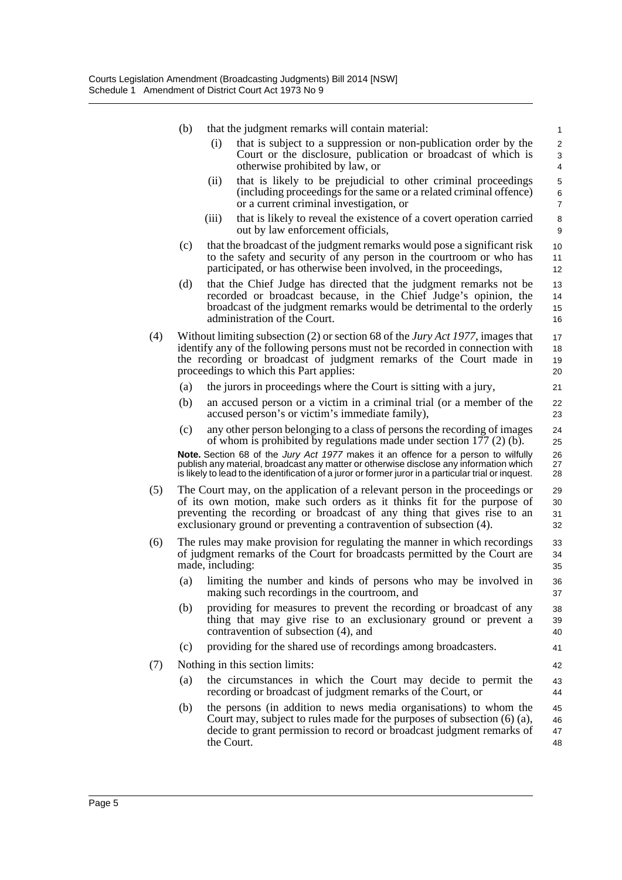(b) that the judgment remarks will contain material:

(i) that is subject to a suppression or non-publication order by the Court or the disclosure, publication or broadcast of which is otherwise prohibited by law, or

(ii) that is likely to be prejudicial to other criminal proceedings (including proceedings for the same or a related criminal offence) or a current criminal investigation, or

(iii) that is likely to reveal the existence of a covert operation carried out by law enforcement officials,

(c) that the broadcast of the judgment remarks would pose a significant risk to the safety and security of any person in the courtroom or who has participated, or has otherwise been involved, in the proceedings,

(d) that the Chief Judge has directed that the judgment remarks not be recorded or broadcast because, in the Chief Judge's opinion, the broadcast of the judgment remarks would be detrimental to the orderly administration of the Court.

(4) Without limiting subsection (2) or section 68 of the *Jury Act 1977*, images that identify any of the following persons must not be recorded in connection with the recording or broadcast of judgment remarks of the Court made in proceedings to which this Part applies:

(a) the jurors in proceedings where the Court is sitting with a jury,

(b) an accused person or a victim in a criminal trial (or a member of the accused person's or victim's immediate family),

(c) any other person belonging to a class of persons the recording of images of whom is prohibited by regulations made under section 177 (2) (b).

**Note.** Section 68 of the *Jury Act 1977* makes it an offence for a person to wilfully publish any material, broadcast any matter or otherwise disclose any information which is likely to lead to the identification of a juror or former juror in a particular trial or inquest.

(5) The Court may, on the application of a relevant person in the proceedings or of its own motion, make such orders as it thinks fit for the purpose of preventing the recording or broadcast of any thing that gives rise to an exclusionary ground or preventing a contravention of subsection (4).

(6) The rules may make provision for regulating the manner in which recordings of judgment remarks of the Court for broadcasts permitted by the Court are made, including:

(a) limiting the number and kinds of persons who may be involved in making such recordings in the courtroom, and

(b) providing for measures to prevent the recording or broadcast of any thing that may give rise to an exclusionary ground or prevent a contravention of subsection (4), and

(c) providing for the shared use of recordings among broadcasters.

(7) Nothing in this section limits:

(a) the circumstances in which the Court may decide to permit the recording or broadcast of judgment remarks of the Court, or

(b) the persons (in addition to news media organisations) to whom the Court may, subject to rules made for the purposes of subsection (6) (a), decide to grant permission to record or broadcast judgment remarks of the Court.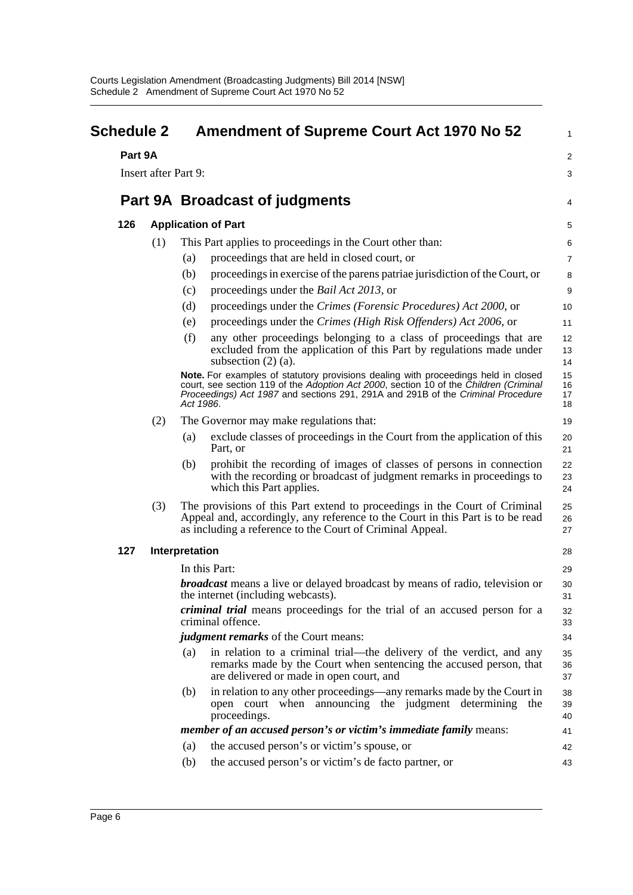# Schedule 2 Amendment of Supreme Court Act 1970 No 52

**Part 9A**

Insert after Part 9:

## Part 9A Broadcast of judgments

### 126 Application of Part

(1) This Part applies to proceedings in the Court other than:

- (a) proceedings that are held in closed court, or
- (b) proceedings in exercise of the parens patriae jurisdiction of the Court, or
- (c) proceedings under the *Bail Act 2013*, or
- (d) proceedings under the *Crimes (Forensic Procedures) Act 2000*, or
- (e) proceedings under the *Crimes (High Risk Offenders) Act 2006*, or
- (f) any other proceedings belonging to a class of proceedings that are excluded from the application of this Part by regulations made under subsection (2) (a).

**Note.** For examples of statutory provisions dealing with proceedings held in closed court, see section 119 of the *Adoption Act 2000*, section 10 of the *Children (Criminal Proceedings) Act 1987* and sections 291, 291A and 291B of the *Criminal Procedure Act 1986*.

(2) The Governor may make regulations that:

- (a) exclude classes of proceedings in the Court from the application of this Part, or
- (b) prohibit the recording of images of classes of persons in connection with the recording or broadcast of judgment remarks in proceedings to which this Part applies.

(3) The provisions of this Part extend to proceedings in the Court of Criminal Appeal and, accordingly, any reference to the Court in this Part is to be read as including a reference to the Court of Criminal Appeal.

### 127 Interpretation

In this Part:

***broadcast*** means a live or delayed broadcast by means of radio, television or the internet (including webcasts).

***criminal trial*** means proceedings for the trial of an accused person for a criminal offence.

***judgment remarks*** of the Court means:

- (a) in relation to a criminal trial—the delivery of the verdict, and any remarks made by the Court when sentencing the accused person, that are delivered or made in open court, and
- (b) in relation to any other proceedings—any remarks made by the Court in open court when announcing the judgment determining the proceedings.

***member of an accused person's or victim's immediate family*** means:

- (a) the accused person's or victim's spouse, or
- (b) the accused person's or victim's de facto partner, or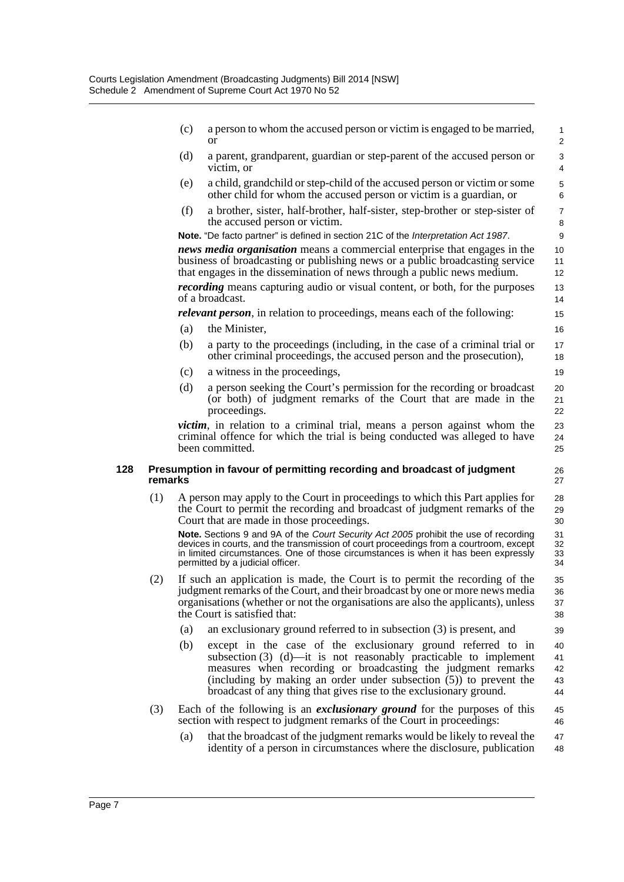(c) a person to whom the accused person or victim is engaged to be married, or

(d) a parent, grandparent, guardian or step-parent of the accused person or victim, or

(e) a child, grandchild or step-child of the accused person or victim or some other child for whom the accused person or victim is a guardian, or

(f) a brother, sister, half-brother, half-sister, step-brother or step-sister of the accused person or victim.

**Note.** "De facto partner" is defined in section 21C of the *Interpretation Act 1987*.

***news media organisation*** means a commercial enterprise that engages in the business of broadcasting or publishing news or a public broadcasting service that engages in the dissemination of news through a public news medium.

***recording*** means capturing audio or visual content, or both, for the purposes of a broadcast.

***relevant person***, in relation to proceedings, means each of the following:

(a) the Minister,

(b) a party to the proceedings (including, in the case of a criminal trial or other criminal proceedings, the accused person and the prosecution),

(c) a witness in the proceedings,

(d) a person seeking the Court's permission for the recording or broadcast (or both) of judgment remarks of the Court that are made in the proceedings.

***victim***, in relation to a criminal trial, means a person against whom the criminal offence for which the trial is being conducted was alleged to have been committed.

### 128 Presumption in favour of permitting recording and broadcast of judgment remarks

(1) A person may apply to the Court in proceedings to which this Part applies for the Court to permit the recording and broadcast of judgment remarks of the Court that are made in those proceedings.

**Note.** Sections 9 and 9A of the *Court Security Act 2005* prohibit the use of recording devices in courts, and the transmission of court proceedings from a courtroom, except in limited circumstances. One of those circumstances is when it has been expressly permitted by a judicial officer.

(2) If such an application is made, the Court is to permit the recording of the judgment remarks of the Court, and their broadcast by one or more news media organisations (whether or not the organisations are also the applicants), unless the Court is satisfied that:

(a) an exclusionary ground referred to in subsection (3) is present, and

(b) except in the case of the exclusionary ground referred to in subsection (3) (d)—it is not reasonably practicable to implement measures when recording or broadcasting the judgment remarks (including by making an order under subsection (5)) to prevent the broadcast of any thing that gives rise to the exclusionary ground.

(3) Each of the following is an ***exclusionary ground*** for the purposes of this section with respect to judgment remarks of the Court in proceedings:

(a) that the broadcast of the judgment remarks would be likely to reveal the identity of a person in circumstances where the disclosure, publication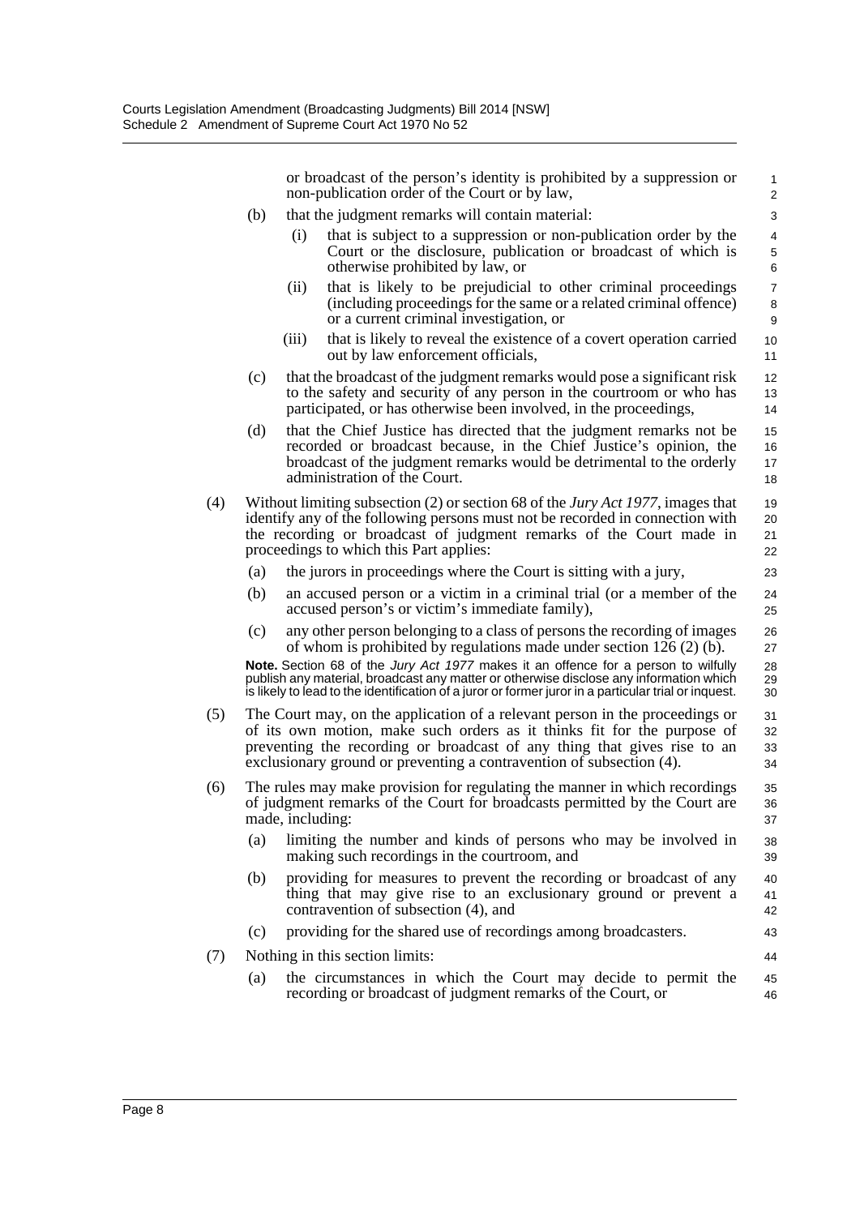or broadcast of the person's identity is prohibited by a suppression or non-publication order of the Court or by law,

(b) that the judgment remarks will contain material:

(i) that is subject to a suppression or non-publication order by the Court or the disclosure, publication or broadcast of which is otherwise prohibited by law, or

(ii) that is likely to be prejudicial to other criminal proceedings (including proceedings for the same or a related criminal offence) or a current criminal investigation, or

(iii) that is likely to reveal the existence of a covert operation carried out by law enforcement officials,

(c) that the broadcast of the judgment remarks would pose a significant risk to the safety and security of any person in the courtroom or who has participated, or has otherwise been involved, in the proceedings,

(d) that the Chief Justice has directed that the judgment remarks not be recorded or broadcast because, in the Chief Justice's opinion, the broadcast of the judgment remarks would be detrimental to the orderly administration of the Court.

(4) Without limiting subsection (2) or section 68 of the *Jury Act 1977*, images that identify any of the following persons must not be recorded in connection with the recording or broadcast of judgment remarks of the Court made in proceedings to which this Part applies:

(a) the jurors in proceedings where the Court is sitting with a jury,

(b) an accused person or a victim in a criminal trial (or a member of the accused person's or victim's immediate family),

(c) any other person belonging to a class of persons the recording of images of whom is prohibited by regulations made under section 126 (2) (b).

**Note.** Section 68 of the *Jury Act 1977* makes it an offence for a person to wilfully publish any material, broadcast any matter or otherwise disclose any information which is likely to lead to the identification of a juror or former juror in a particular trial or inquest.

(5) The Court may, on the application of a relevant person in the proceedings or of its own motion, make such orders as it thinks fit for the purpose of preventing the recording or broadcast of any thing that gives rise to an exclusionary ground or preventing a contravention of subsection (4).

(6) The rules may make provision for regulating the manner in which recordings of judgment remarks of the Court for broadcasts permitted by the Court are made, including:

(a) limiting the number and kinds of persons who may be involved in making such recordings in the courtroom, and

(b) providing for measures to prevent the recording or broadcast of any thing that may give rise to an exclusionary ground or prevent a contravention of subsection (4), and

(c) providing for the shared use of recordings among broadcasters.

(7) Nothing in this section limits:

(a) the circumstances in which the Court may decide to permit the recording or broadcast of judgment remarks of the Court, or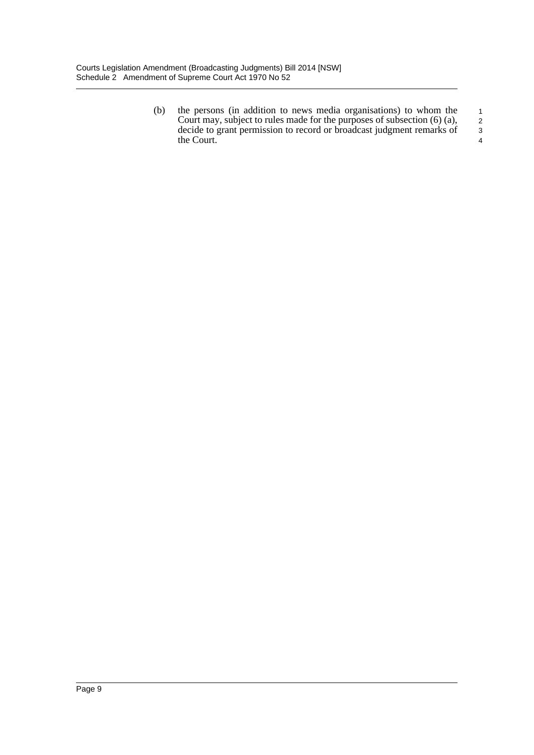(b) the persons (in addition to news media organisations) to whom the Court may, subject to rules made for the purposes of subsection (6) (a), decide to grant permission to record or broadcast judgment remarks of the Court.